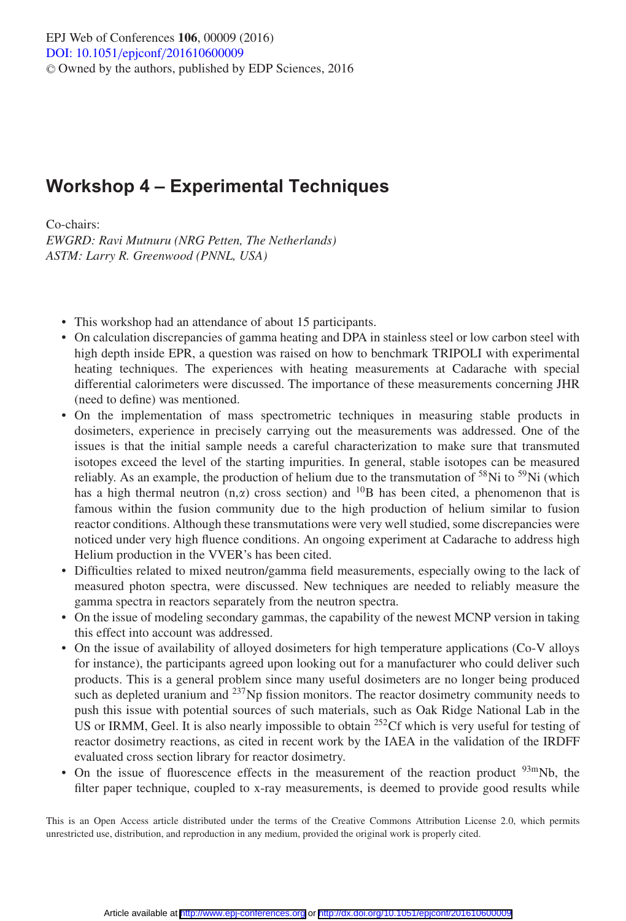# Workshop 4 – Experimental Techniques

Co-chairs:
*EWGRD: Ravi Mutnuru (NRG Petten, The Netherlands)*
*ASTM: Larry R. Greenwood (PNNL, USA)*

- This workshop had an attendance of about 15 participants.
- On calculation discrepancies of gamma heating and DPA in stainless steel or low carbon steel with high depth inside EPR, a question was raised on how to benchmark TRIPOLI with experimental heating techniques. The experiences with heating measurements at Cadarache with special differential calorimeters were discussed. The importance of these measurements concerning JHR (need to define) was mentioned.
- On the implementation of mass spectrometric techniques in measuring stable products in dosimeters, experience in precisely carrying out the measurements was addressed. One of the issues is that the initial sample needs a careful characterization to make sure that transmuted isotopes exceed the level of the starting impurities. In general, stable isotopes can be measured reliably. As an example, the production of helium due to the transmutation of $^{58}$Ni to $^{59}$Ni (which has a high thermal neutron (n,$\alpha$) cross section) and $^{10}$B has been cited, a phenomenon that is famous within the fusion community due to the high production of helium similar to fusion reactor conditions. Although these transmutations were very well studied, some discrepancies were noticed under very high fluence conditions. An ongoing experiment at Cadarache to address high Helium production in the VVER's has been cited.
- Difficulties related to mixed neutron/gamma field measurements, especially owing to the lack of measured photon spectra, were discussed. New techniques are needed to reliably measure the gamma spectra in reactors separately from the neutron spectra.
- On the issue of modeling secondary gammas, the capability of the newest MCNP version in taking this effect into account was addressed.
- On the issue of availability of alloyed dosimeters for high temperature applications (Co-V alloys for instance), the participants agreed upon looking out for a manufacturer who could deliver such products. This is a general problem since many useful dosimeters are no longer being produced such as depleted uranium and $^{237}$Np fission monitors. The reactor dosimetry community needs to push this issue with potential sources of such materials, such as Oak Ridge National Lab in the US or IRMM, Geel. It is also nearly impossible to obtain $^{252}$Cf which is very useful for testing of reactor dosimetry reactions, as cited in recent work by the IAEA in the validation of the IRDFF evaluated cross section library for reactor dosimetry.
- On the issue of fluorescence effects in the measurement of the reaction product $^{93m}$Nb, the filter paper technique, coupled to x-ray measurements, is deemed to provide good results while

This is an Open Access article distributed under the terms of the Creative Commons Attribution License 2.0, which permits unrestricted use, distribution, and reproduction in any medium, provided the original work is properly cited.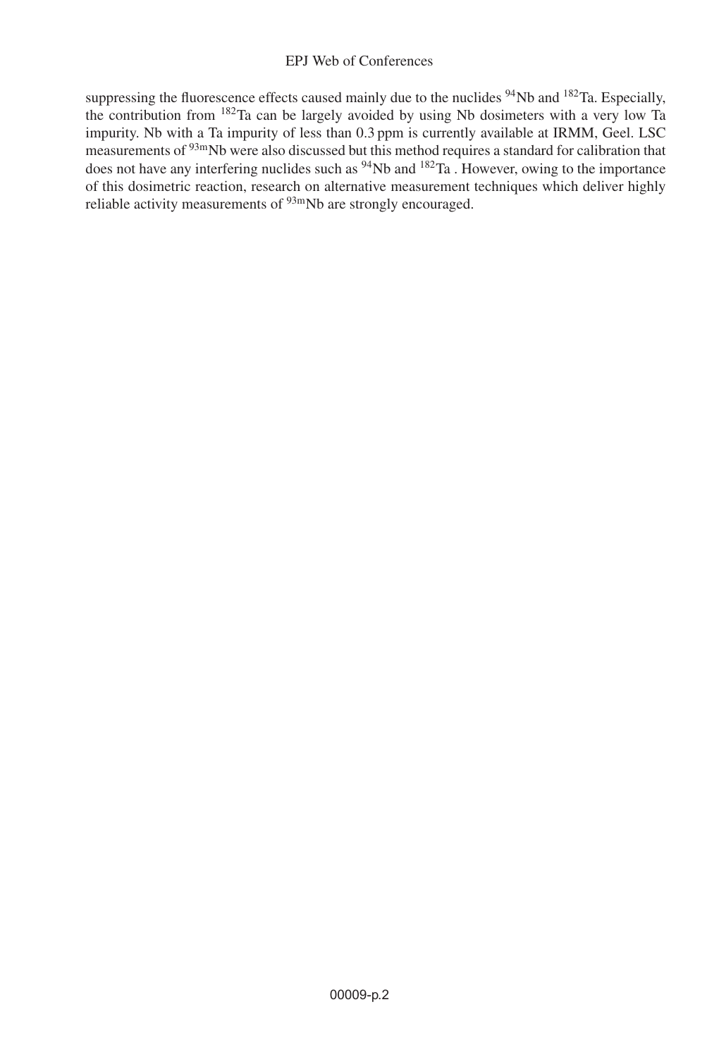suppressing the fluorescence effects caused mainly due to the nuclides $^{94}$Nb and $^{182}$Ta. Especially, the contribution from $^{182}$Ta can be largely avoided by using Nb dosimeters with a very low Ta impurity. Nb with a Ta impurity of less than 0.3 ppm is currently available at IRMM, Geel. LSC measurements of $^{93m}$Nb were also discussed but this method requires a standard for calibration that does not have any interfering nuclides such as $^{94}$Nb and $^{182}$Ta . However, owing to the importance of this dosimetric reaction, research on alternative measurement techniques which deliver highly reliable activity measurements of $^{93m}$Nb are strongly encouraged.